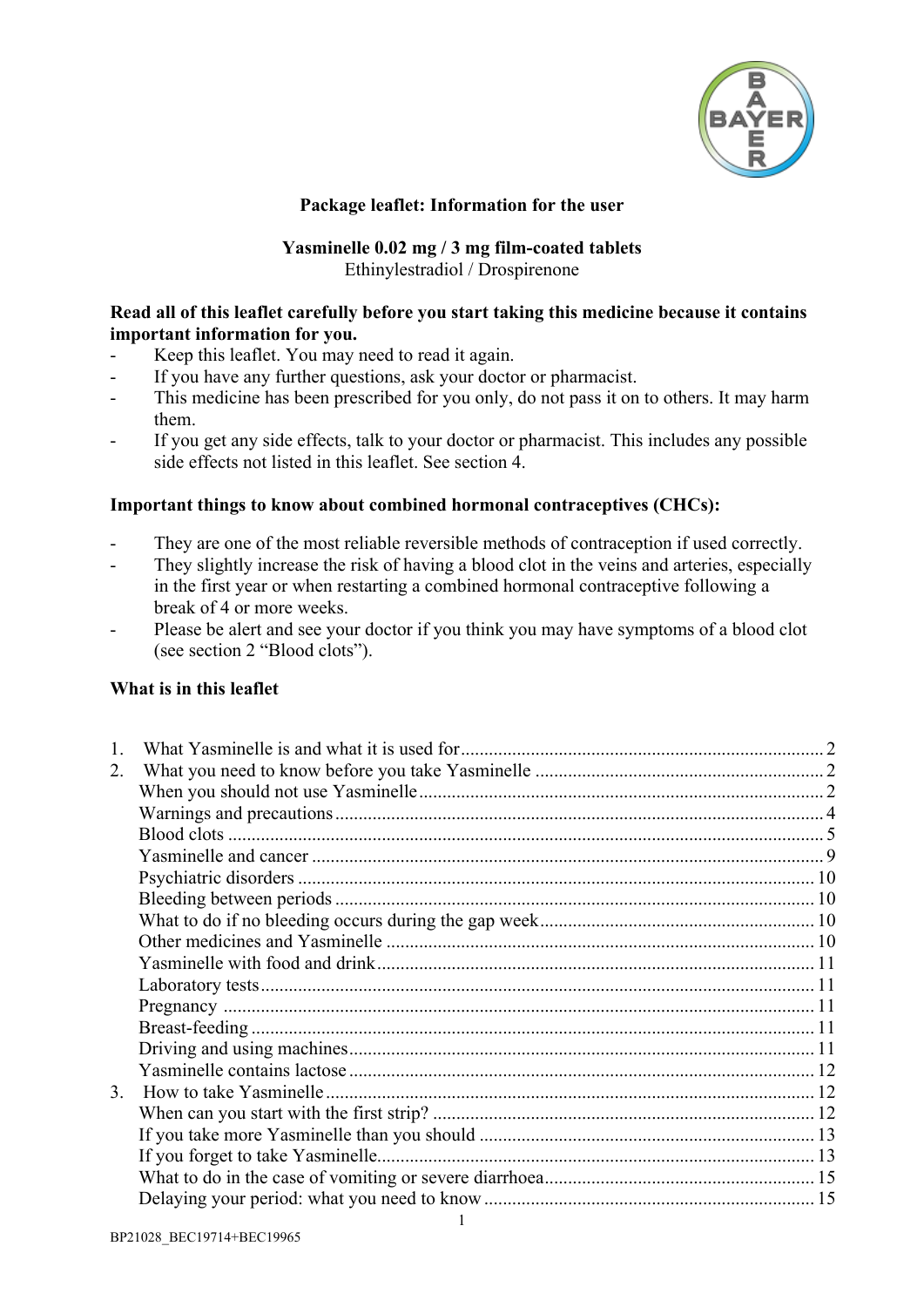**Package leaflet: Information for the user**

**Yasminelle 0.02 mg / 3 mg film-coated tablets**
Ethinylestradiol / Drospirenone

**Read all of this leaflet carefully before you start taking this medicine because it contains important information for you.**

- Keep this leaflet. You may need to read it again.
- If you have any further questions, ask your doctor or pharmacist.
- This medicine has been prescribed for you only, do not pass it on to others. It may harm them.
- If you get any side effects, talk to your doctor or pharmacist. This includes any possible side effects not listed in this leaflet. See section 4.

**Important things to know about combined hormonal contraceptives (CHCs):**

- They are one of the most reliable reversible methods of contraception if used correctly.
- They slightly increase the risk of having a blood clot in the veins and arteries, especially in the first year or when restarting a combined hormonal contraceptive following a break of 4 or more weeks.
- Please be alert and see your doctor if you think you may have symptoms of a blood clot (see section 2 "Blood clots").

**What is in this leaflet**

1. What Yasminelle is and what it is used for ........ 2
2. What you need to know before you take Yasminelle ........ 2
   When you should not use Yasminelle ........ 2
   Warnings and precautions ........ 4
   Blood clots ........ 5
   Yasminelle and cancer ........ 9
   Psychiatric disorders ........ 10
   Bleeding between periods ........ 10
   What to do if no bleeding occurs during the gap week ........ 10
   Other medicines and Yasminelle ........ 10
   Yasminelle with food and drink ........ 11
   Laboratory tests ........ 11
   Pregnancy ........ 11
   Breast-feeding ........ 11
   Driving and using machines ........ 11
   Yasminelle contains lactose ........ 12
3. How to take Yasminelle ........ 12
   When can you start with the first strip? ........ 12
   If you take more Yasminelle than you should ........ 13
   If you forget to take Yasminelle ........ 13
   What to do in the case of vomiting or severe diarrhoea ........ 15
   Delaying your period: what you need to know ........ 15

BP21028_BEC19714+BEC19965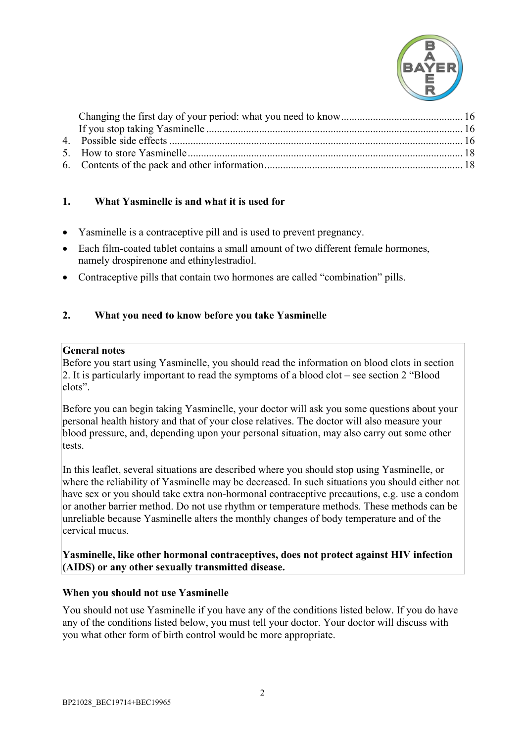Changing the first day of your period: what you need to know ............................................ 16
If you stop taking Yasminelle ................................................................................................ 16
4. Possible side effects ............................................................................................................. 16
5. How to store Yasminelle ...................................................................................................... 18
6. Contents of the pack and other information ........................................................................ 18

## 1. What Yasminelle is and what it is used for

- Yasminelle is a contraceptive pill and is used to prevent pregnancy.
- Each film-coated tablet contains a small amount of two different female hormones, namely drospirenone and ethinylestradiol.
- Contraceptive pills that contain two hormones are called "combination" pills.

## 2. What you need to know before you take Yasminelle

**General notes**
Before you start using Yasminelle, you should read the information on blood clots in section 2. It is particularly important to read the symptoms of a blood clot – see section 2 "Blood clots".

Before you can begin taking Yasminelle, your doctor will ask you some questions about your personal health history and that of your close relatives. The doctor will also measure your blood pressure, and, depending upon your personal situation, may also carry out some other tests.

In this leaflet, several situations are described where you should stop using Yasminelle, or where the reliability of Yasminelle may be decreased. In such situations you should either not have sex or you should take extra non-hormonal contraceptive precautions, e.g. use a condom or another barrier method. Do not use rhythm or temperature methods. These methods can be unreliable because Yasminelle alters the monthly changes of body temperature and of the cervical mucus.

**Yasminelle, like other hormonal contraceptives, does not protect against HIV infection (AIDS) or any other sexually transmitted disease.**

### When you should not use Yasminelle

You should not use Yasminelle if you have any of the conditions listed below. If you do have any of the conditions listed below, you must tell your doctor. Your doctor will discuss with you what other form of birth control would be more appropriate.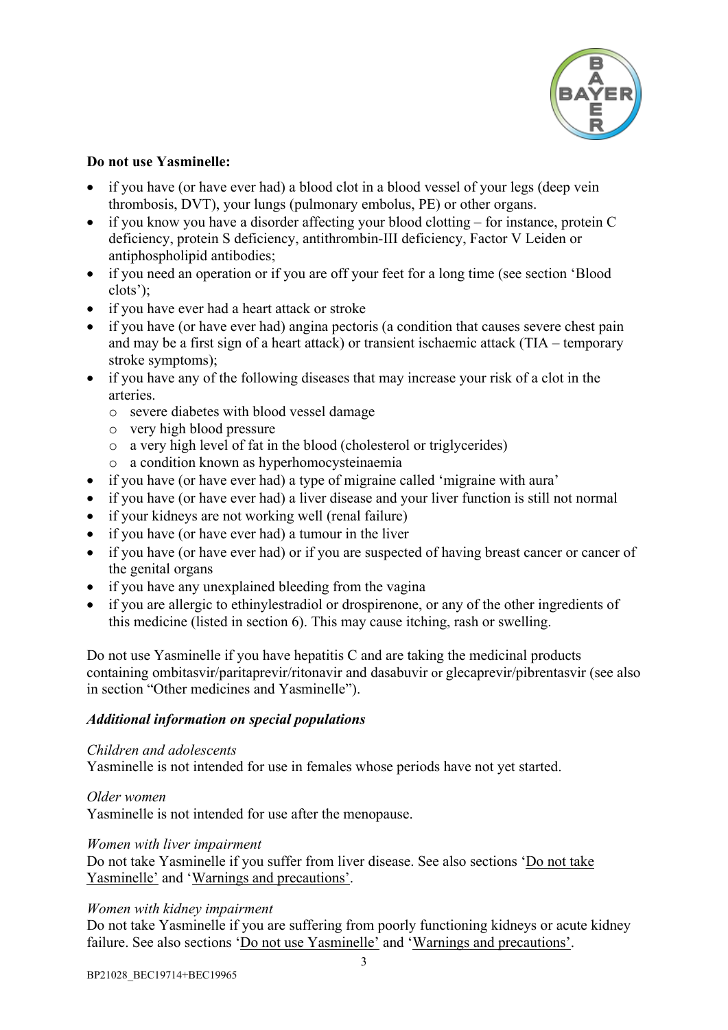**Do not use Yasminelle:**

- if you have (or have ever had) a blood clot in a blood vessel of your legs (deep vein thrombosis, DVT), your lungs (pulmonary embolus, PE) or other organs.
- if you know you have a disorder affecting your blood clotting – for instance, protein C deficiency, protein S deficiency, antithrombin-III deficiency, Factor V Leiden or antiphospholipid antibodies;
- if you need an operation or if you are off your feet for a long time (see section 'Blood clots');
- if you have ever had a heart attack or stroke
- if you have (or have ever had) angina pectoris (a condition that causes severe chest pain and may be a first sign of a heart attack) or transient ischaemic attack (TIA – temporary stroke symptoms);
- if you have any of the following diseases that may increase your risk of a clot in the arteries.
  - severe diabetes with blood vessel damage
  - very high blood pressure
  - a very high level of fat in the blood (cholesterol or triglycerides)
  - a condition known as hyperhomocysteinaemia
- if you have (or have ever had) a type of migraine called 'migraine with aura'
- if you have (or have ever had) a liver disease and your liver function is still not normal
- if your kidneys are not working well (renal failure)
- if you have (or have ever had) a tumour in the liver
- if you have (or have ever had) or if you are suspected of having breast cancer or cancer of the genital organs
- if you have any unexplained bleeding from the vagina
- if you are allergic to ethinylestradiol or drospirenone, or any of the other ingredients of this medicine (listed in section 6). This may cause itching, rash or swelling.

Do not use Yasminelle if you have hepatitis C and are taking the medicinal products containing ombitasvir/paritaprevir/ritonavir and dasabuvir or glecaprevir/pibrentasvir (see also in section "Other medicines and Yasminelle").

***Additional information on special populations***

*Children and adolescents*
Yasminelle is not intended for use in females whose periods have not yet started.

*Older women*
Yasminelle is not intended for use after the menopause.

*Women with liver impairment*
Do not take Yasminelle if you suffer from liver disease. See also sections 'Do not take Yasminelle' and 'Warnings and precautions'.

*Women with kidney impairment*
Do not take Yasminelle if you are suffering from poorly functioning kidneys or acute kidney failure. See also sections 'Do not use Yasminelle' and 'Warnings and precautions'.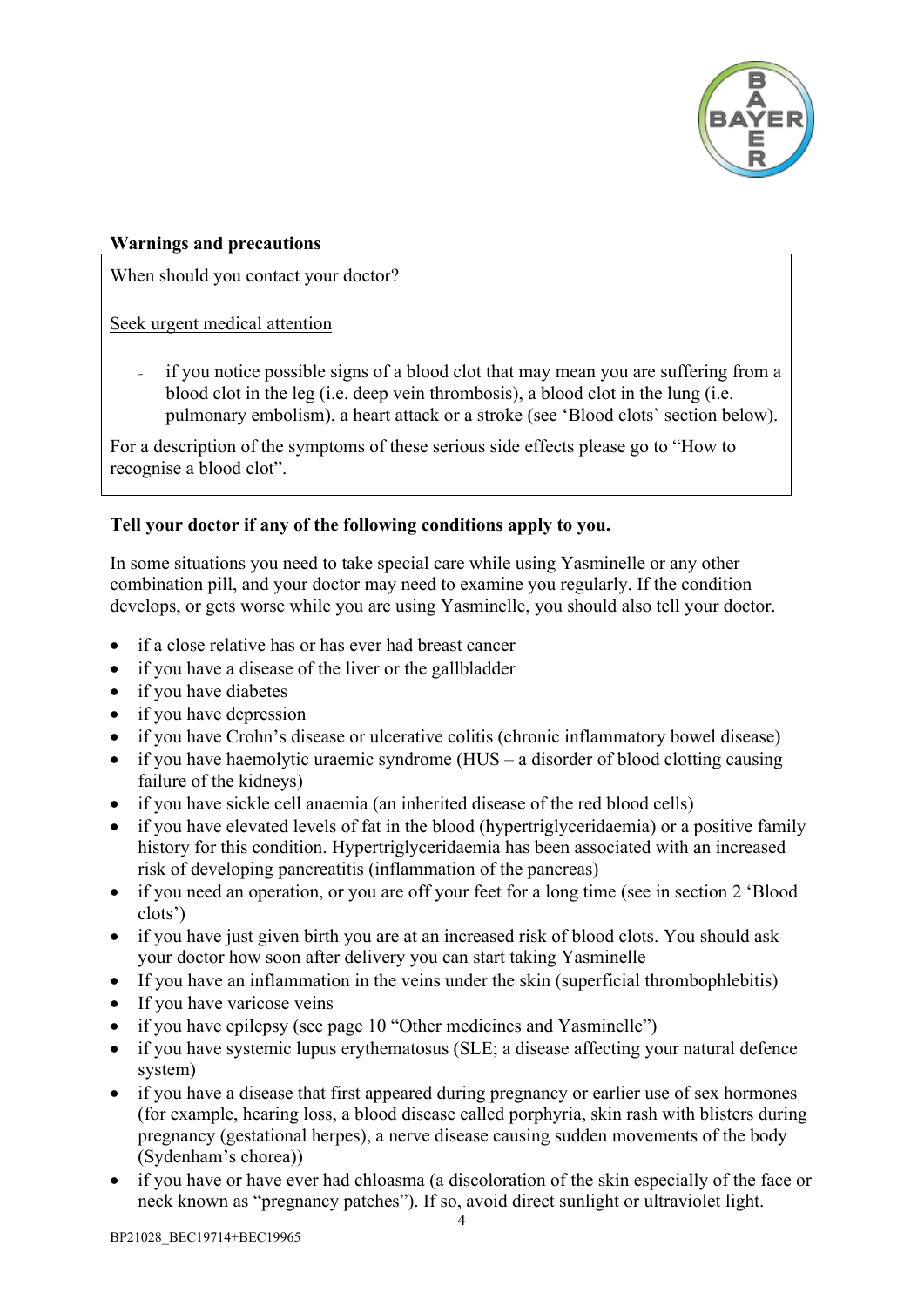**Warnings and precautions**

When should you contact your doctor?

<u>Seek urgent medical attention</u>

- if you notice possible signs of a blood clot that may mean you are suffering from a blood clot in the leg (i.e. deep vein thrombosis), a blood clot in the lung (i.e. pulmonary embolism), a heart attack or a stroke (see 'Blood clots` section below).

For a description of the symptoms of these serious side effects please go to "How to recognise a blood clot".

**Tell your doctor if any of the following conditions apply to you.**

In some situations you need to take special care while using Yasminelle or any other combination pill, and your doctor may need to examine you regularly. If the condition develops, or gets worse while you are using Yasminelle, you should also tell your doctor.

- if a close relative has or has ever had breast cancer
- if you have a disease of the liver or the gallbladder
- if you have diabetes
- if you have depression
- if you have Crohn's disease or ulcerative colitis (chronic inflammatory bowel disease)
- if you have haemolytic uraemic syndrome (HUS – a disorder of blood clotting causing failure of the kidneys)
- if you have sickle cell anaemia (an inherited disease of the red blood cells)
- if you have elevated levels of fat in the blood (hypertriglyceridaemia) or a positive family history for this condition. Hypertriglyceridaemia has been associated with an increased risk of developing pancreatitis (inflammation of the pancreas)
- if you need an operation, or you are off your feet for a long time (see in section 2 'Blood clots')
- if you have just given birth you are at an increased risk of blood clots. You should ask your doctor how soon after delivery you can start taking Yasminelle
- If you have an inflammation in the veins under the skin (superficial thrombophlebitis)
- If you have varicose veins
- if you have epilepsy (see page 10 "Other medicines and Yasminelle")
- if you have systemic lupus erythematosus (SLE; a disease affecting your natural defence system)
- if you have a disease that first appeared during pregnancy or earlier use of sex hormones (for example, hearing loss, a blood disease called porphyria, skin rash with blisters during pregnancy (gestational herpes), a nerve disease causing sudden movements of the body (Sydenham's chorea))
- if you have or have ever had chloasma (a discoloration of the skin especially of the face or neck known as "pregnancy patches"). If so, avoid direct sunlight or ultraviolet light.

BP21028_BEC19714+BEC19965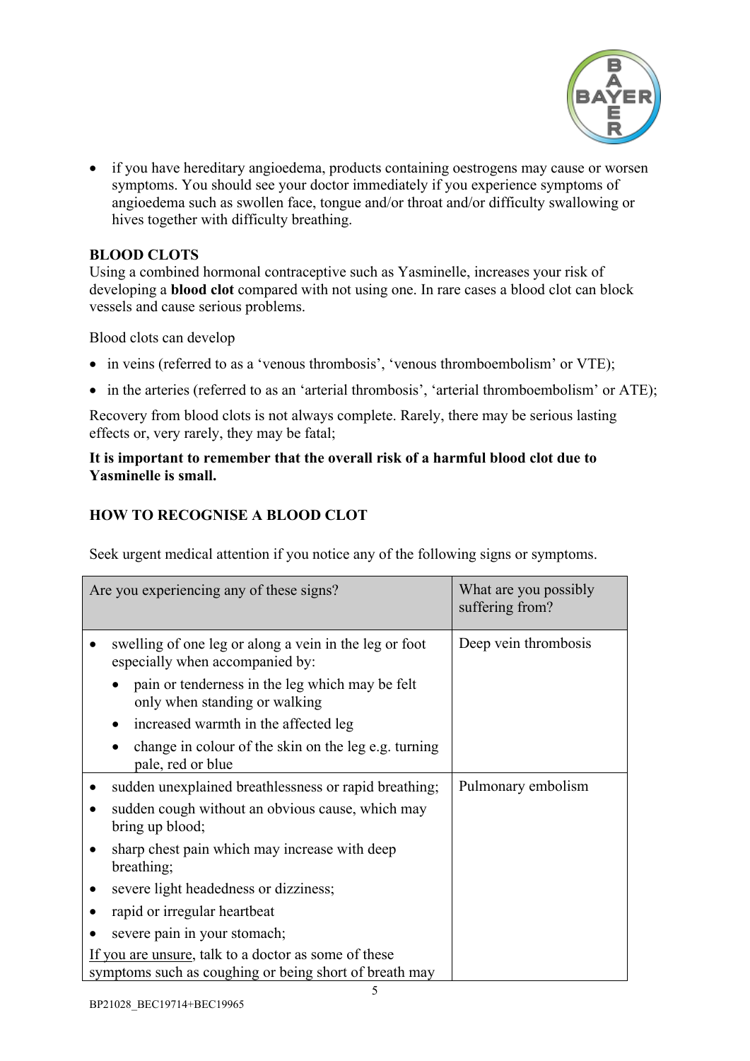- if you have hereditary angioedema, products containing oestrogens may cause or worsen symptoms. You should see your doctor immediately if you experience symptoms of angioedema such as swollen face, tongue and/or throat and/or difficulty swallowing or hives together with difficulty breathing.

**BLOOD CLOTS**

Using a combined hormonal contraceptive such as Yasminelle, increases your risk of developing a **blood clot** compared with not using one. In rare cases a blood clot can block vessels and cause serious problems.

Blood clots can develop

- in veins (referred to as a 'venous thrombosis', 'venous thromboembolism' or VTE);
- in the arteries (referred to as an 'arterial thrombosis', 'arterial thromboembolism' or ATE);

Recovery from blood clots is not always complete. Rarely, there may be serious lasting effects or, very rarely, they may be fatal;

**It is important to remember that the overall risk of a harmful blood clot due to Yasminelle is small.**

**HOW TO RECOGNISE A BLOOD CLOT**

Seek urgent medical attention if you notice any of the following signs or symptoms.

| Are you experiencing any of these signs? | What are you possibly suffering from? |
| --- | --- |
| • swelling of one leg or along a vein in the leg or foot especially when accompanied by:<br>  • pain or tenderness in the leg which may be felt only when standing or walking<br>  • increased warmth in the affected leg<br>  • change in colour of the skin on the leg e.g. turning pale, red or blue | Deep vein thrombosis |
| • sudden unexplained breathlessness or rapid breathing;<br>• sudden cough without an obvious cause, which may bring up blood;<br>• sharp chest pain which may increase with deep breathing;<br>• severe light headedness or dizziness;<br>• rapid or irregular heartbeat<br>• severe pain in your stomach;<br>If you are unsure, talk to a doctor as some of these symptoms such as coughing or being short of breath may | Pulmonary embolism |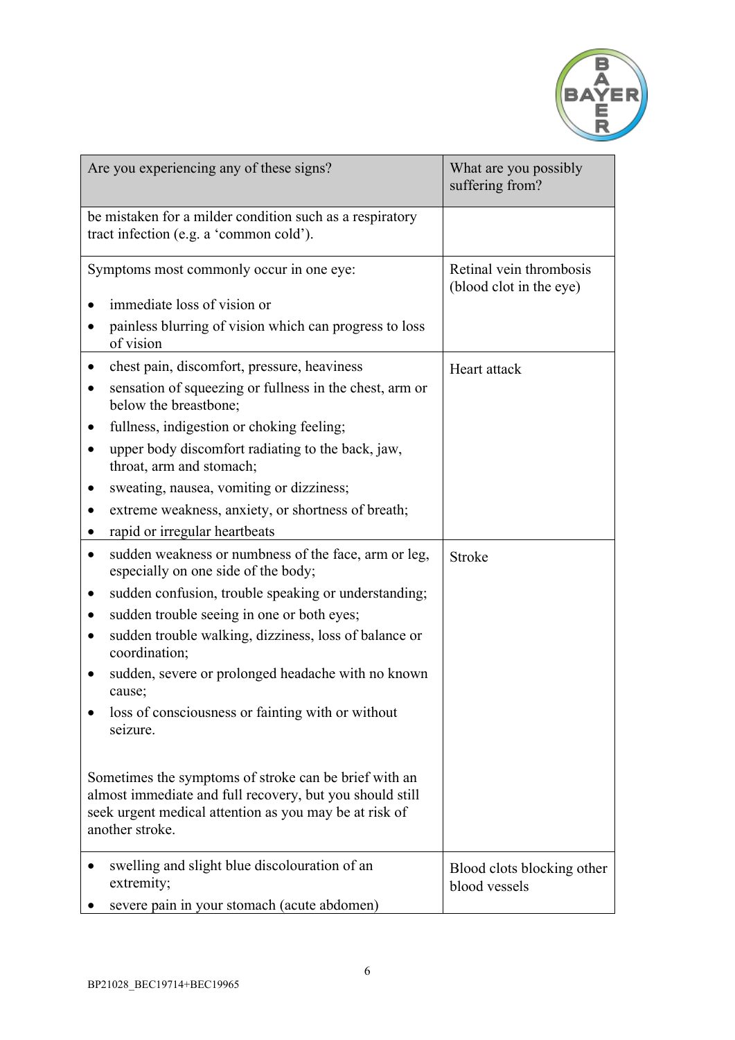| Are you experiencing any of these signs? | What are you possibly suffering from? |
|---|---|
| be mistaken for a milder condition such as a respiratory tract infection (e.g. a 'common cold'). | |
| Symptoms most commonly occur in one eye:<br>• immediate loss of vision or<br>• painless blurring of vision which can progress to loss of vision | Retinal vein thrombosis (blood clot in the eye) |
| • chest pain, discomfort, pressure, heaviness<br>• sensation of squeezing or fullness in the chest, arm or below the breastbone;<br>• fullness, indigestion or choking feeling;<br>• upper body discomfort radiating to the back, jaw, throat, arm and stomach;<br>• sweating, nausea, vomiting or dizziness;<br>• extreme weakness, anxiety, or shortness of breath;<br>• rapid or irregular heartbeats | Heart attack |
| • sudden weakness or numbness of the face, arm or leg, especially on one side of the body;<br>• sudden confusion, trouble speaking or understanding;<br>• sudden trouble seeing in one or both eyes;<br>• sudden trouble walking, dizziness, loss of balance or coordination;<br>• sudden, severe or prolonged headache with no known cause;<br>• loss of consciousness or fainting with or without seizure.<br><br>Sometimes the symptoms of stroke can be brief with an almost immediate and full recovery, but you should still seek urgent medical attention as you may be at risk of another stroke. | Stroke |
| • swelling and slight blue discolouration of an extremity;<br>• severe pain in your stomach (acute abdomen) | Blood clots blocking other blood vessels |

BP21028_BEC19714+BEC19965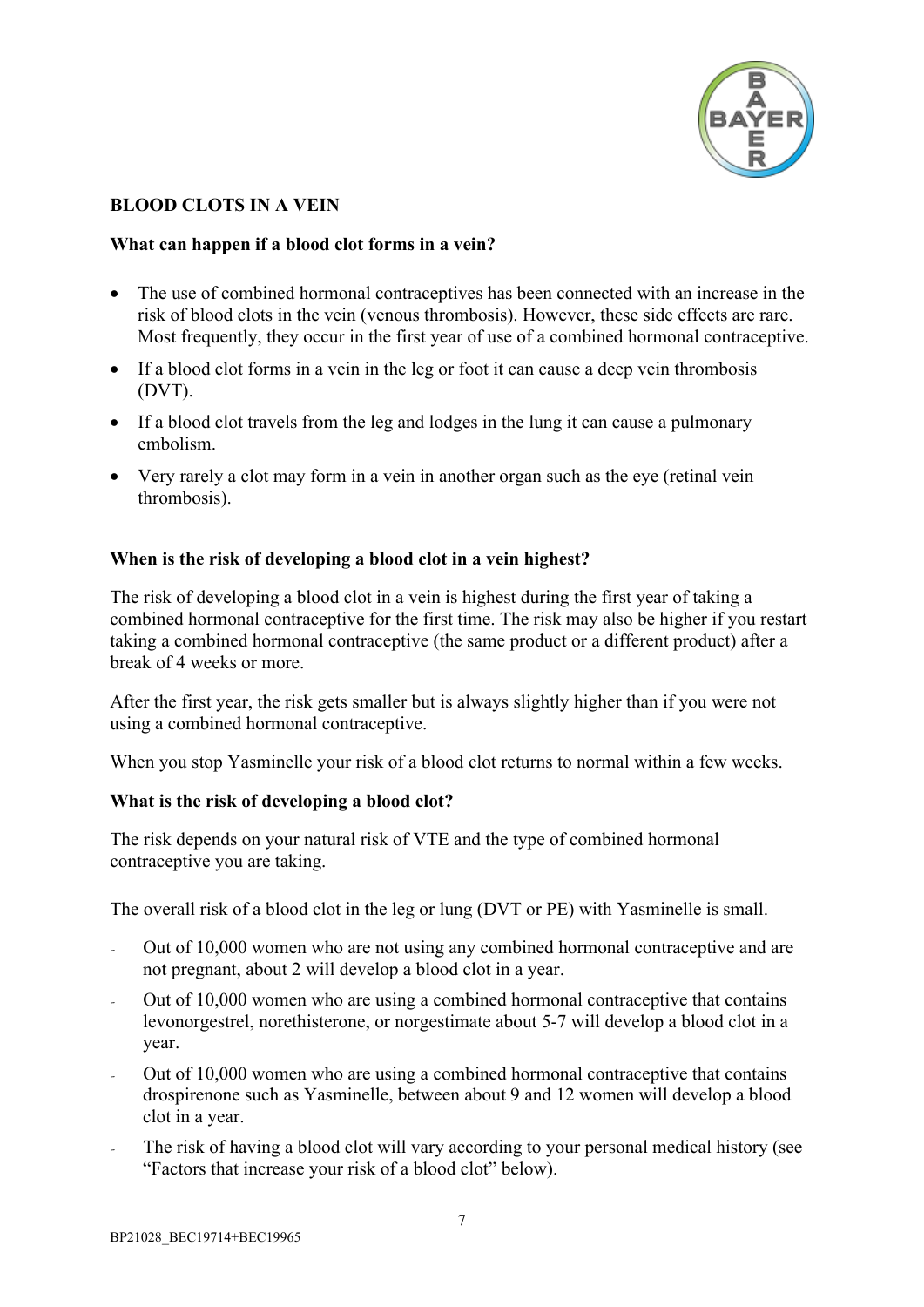## BLOOD CLOTS IN A VEIN

### What can happen if a blood clot forms in a vein?

- The use of combined hormonal contraceptives has been connected with an increase in the risk of blood clots in the vein (venous thrombosis). However, these side effects are rare. Most frequently, they occur in the first year of use of a combined hormonal contraceptive.
- If a blood clot forms in a vein in the leg or foot it can cause a deep vein thrombosis (DVT).
- If a blood clot travels from the leg and lodges in the lung it can cause a pulmonary embolism.
- Very rarely a clot may form in a vein in another organ such as the eye (retinal vein thrombosis).

### When is the risk of developing a blood clot in a vein highest?

The risk of developing a blood clot in a vein is highest during the first year of taking a combined hormonal contraceptive for the first time. The risk may also be higher if you restart taking a combined hormonal contraceptive (the same product or a different product) after a break of 4 weeks or more.

After the first year, the risk gets smaller but is always slightly higher than if you were not using a combined hormonal contraceptive.

When you stop Yasminelle your risk of a blood clot returns to normal within a few weeks.

### What is the risk of developing a blood clot?

The risk depends on your natural risk of VTE and the type of combined hormonal contraceptive you are taking.

The overall risk of a blood clot in the leg or lung (DVT or PE) with Yasminelle is small.

- Out of 10,000 women who are not using any combined hormonal contraceptive and are not pregnant, about 2 will develop a blood clot in a year.
- Out of 10,000 women who are using a combined hormonal contraceptive that contains levonorgestrel, norethisterone, or norgestimate about 5-7 will develop a blood clot in a year.
- Out of 10,000 women who are using a combined hormonal contraceptive that contains drospirenone such as Yasminelle, between about 9 and 12 women will develop a blood clot in a year.
- The risk of having a blood clot will vary according to your personal medical history (see "Factors that increase your risk of a blood clot" below).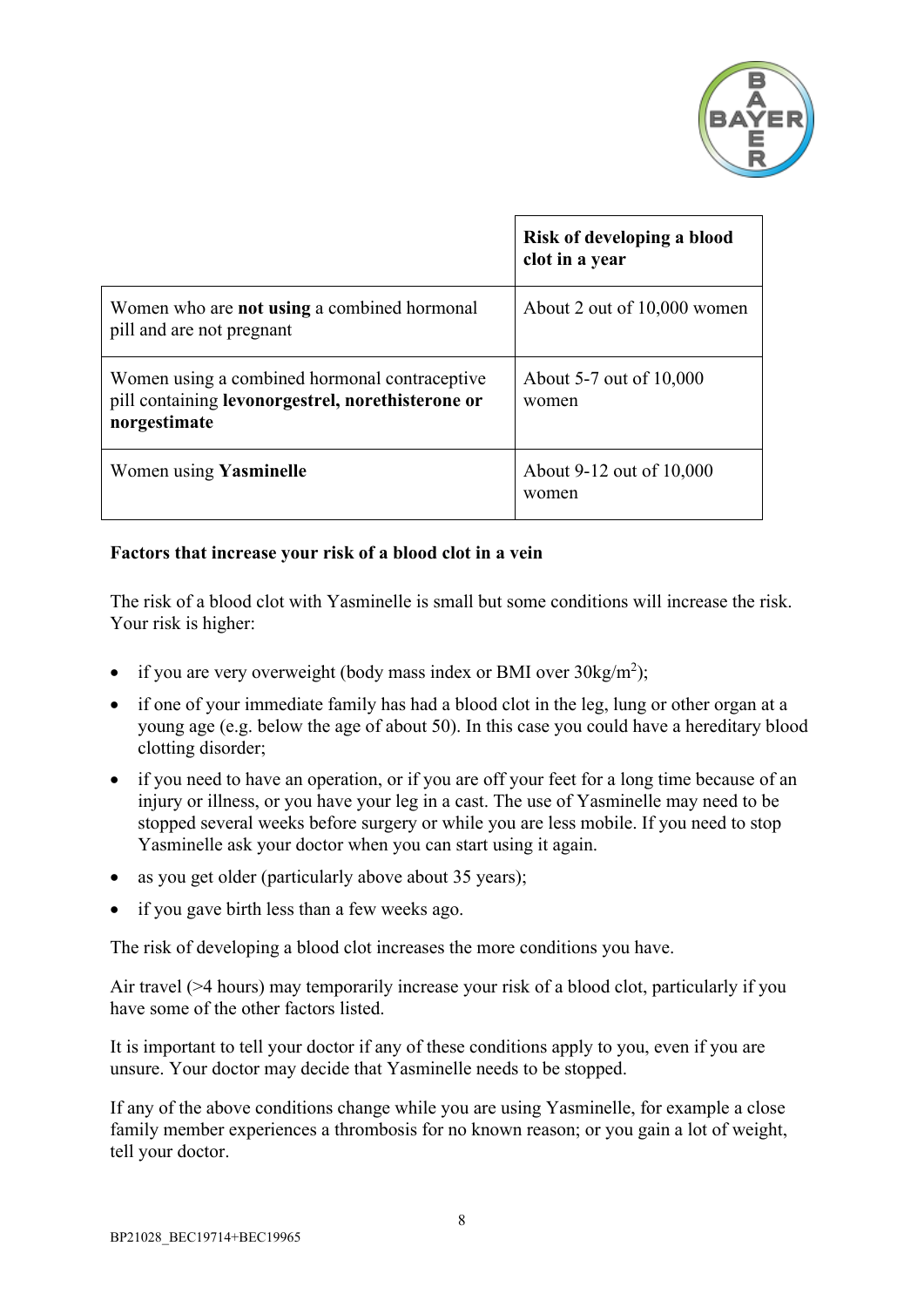| | **Risk of developing a blood clot in a year** |
|---|---|
| Women who are **not using** a combined hormonal pill and are not pregnant | About 2 out of 10,000 women |
| Women using a combined hormonal contraceptive pill containing **levonorgestrel, norethisterone or norgestimate** | About 5-7 out of 10,000 women |
| Women using **Yasminelle** | About 9-12 out of 10,000 women |

**Factors that increase your risk of a blood clot in a vein**

The risk of a blood clot with Yasminelle is small but some conditions will increase the risk. Your risk is higher:

- if you are very overweight (body mass index or BMI over 30kg/$m^2$);
- if one of your immediate family has had a blood clot in the leg, lung or other organ at a young age (e.g. below the age of about 50). In this case you could have a hereditary blood clotting disorder;
- if you need to have an operation, or if you are off your feet for a long time because of an injury or illness, or you have your leg in a cast. The use of Yasminelle may need to be stopped several weeks before surgery or while you are less mobile. If you need to stop Yasminelle ask your doctor when you can start using it again.
- as you get older (particularly above about 35 years);
- if you gave birth less than a few weeks ago.

The risk of developing a blood clot increases the more conditions you have.

Air travel (>4 hours) may temporarily increase your risk of a blood clot, particularly if you have some of the other factors listed.

It is important to tell your doctor if any of these conditions apply to you, even if you are unsure. Your doctor may decide that Yasminelle needs to be stopped.

If any of the above conditions change while you are using Yasminelle, for example a close family member experiences a thrombosis for no known reason; or you gain a lot of weight, tell your doctor.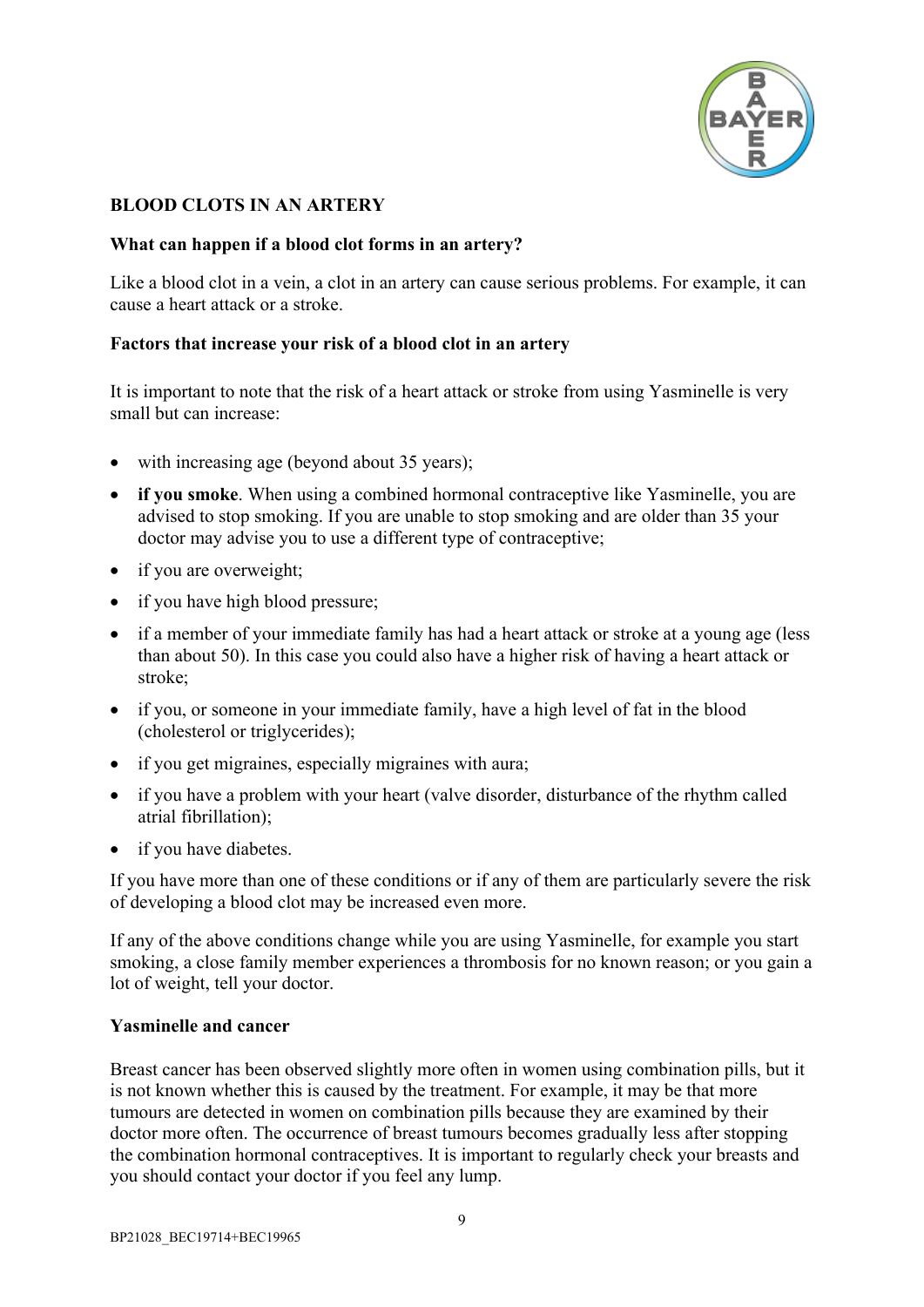**BLOOD CLOTS IN AN ARTERY**

**What can happen if a blood clot forms in an artery?**

Like a blood clot in a vein, a clot in an artery can cause serious problems. For example, it can cause a heart attack or a stroke.

**Factors that increase your risk of a blood clot in an artery**

It is important to note that the risk of a heart attack or stroke from using Yasminelle is very small but can increase:

- with increasing age (beyond about 35 years);
- **if you smoke**. When using a combined hormonal contraceptive like Yasminelle, you are advised to stop smoking. If you are unable to stop smoking and are older than 35 your doctor may advise you to use a different type of contraceptive;
- if you are overweight;
- if you have high blood pressure;
- if a member of your immediate family has had a heart attack or stroke at a young age (less than about 50). In this case you could also have a higher risk of having a heart attack or stroke;
- if you, or someone in your immediate family, have a high level of fat in the blood (cholesterol or triglycerides);
- if you get migraines, especially migraines with aura;
- if you have a problem with your heart (valve disorder, disturbance of the rhythm called atrial fibrillation);
- if you have diabetes.

If you have more than one of these conditions or if any of them are particularly severe the risk of developing a blood clot may be increased even more.

If any of the above conditions change while you are using Yasminelle, for example you start smoking, a close family member experiences a thrombosis for no known reason; or you gain a lot of weight, tell your doctor.

**Yasminelle and cancer**

Breast cancer has been observed slightly more often in women using combination pills, but it is not known whether this is caused by the treatment. For example, it may be that more tumours are detected in women on combination pills because they are examined by their doctor more often. The occurrence of breast tumours becomes gradually less after stopping the combination hormonal contraceptives. It is important to regularly check your breasts and you should contact your doctor if you feel any lump.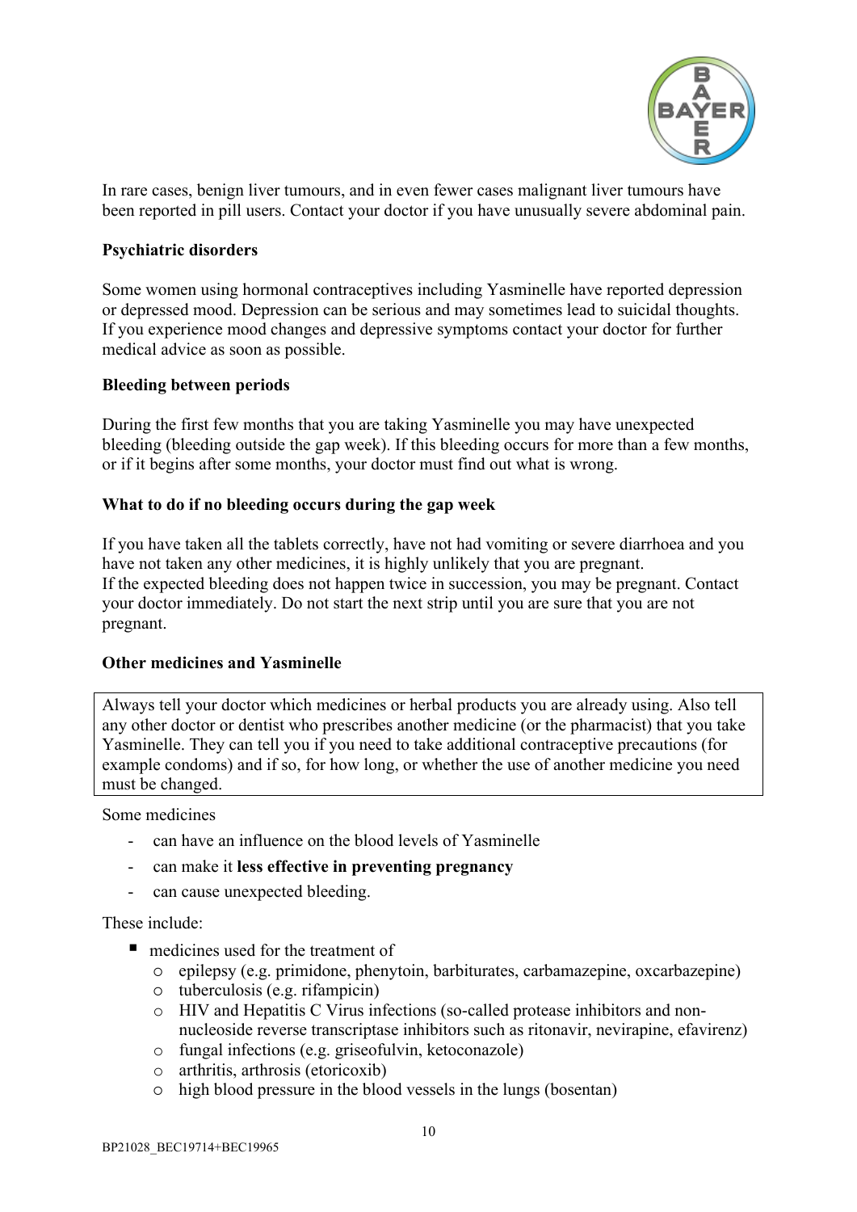In rare cases, benign liver tumours, and in even fewer cases malignant liver tumours have been reported in pill users. Contact your doctor if you have unusually severe abdominal pain.

**Psychiatric disorders**

Some women using hormonal contraceptives including Yasminelle have reported depression or depressed mood. Depression can be serious and may sometimes lead to suicidal thoughts. If you experience mood changes and depressive symptoms contact your doctor for further medical advice as soon as possible.

**Bleeding between periods**

During the first few months that you are taking Yasminelle you may have unexpected bleeding (bleeding outside the gap week). If this bleeding occurs for more than a few months, or if it begins after some months, your doctor must find out what is wrong.

**What to do if no bleeding occurs during the gap week**

If you have taken all the tablets correctly, have not had vomiting or severe diarrhoea and you have not taken any other medicines, it is highly unlikely that you are pregnant.
If the expected bleeding does not happen twice in succession, you may be pregnant. Contact your doctor immediately. Do not start the next strip until you are sure that you are not pregnant.

**Other medicines and Yasminelle**

Always tell your doctor which medicines or herbal products you are already using. Also tell any other doctor or dentist who prescribes another medicine (or the pharmacist) that you take Yasminelle. They can tell you if you need to take additional contraceptive precautions (for example condoms) and if so, for how long, or whether the use of another medicine you need must be changed.

Some medicines

- can have an influence on the blood levels of Yasminelle
- can make it **less effective in preventing pregnancy**
- can cause unexpected bleeding.

These include:

- medicines used for the treatment of
  - epilepsy (e.g. primidone, phenytoin, barbiturates, carbamazepine, oxcarbazepine)
  - tuberculosis (e.g. rifampicin)
  - HIV and Hepatitis C Virus infections (so-called protease inhibitors and non-nucleoside reverse transcriptase inhibitors such as ritonavir, nevirapine, efavirenz)
  - fungal infections (e.g. griseofulvin, ketoconazole)
  - arthritis, arthrosis (etoricoxib)
  - high blood pressure in the blood vessels in the lungs (bosentan)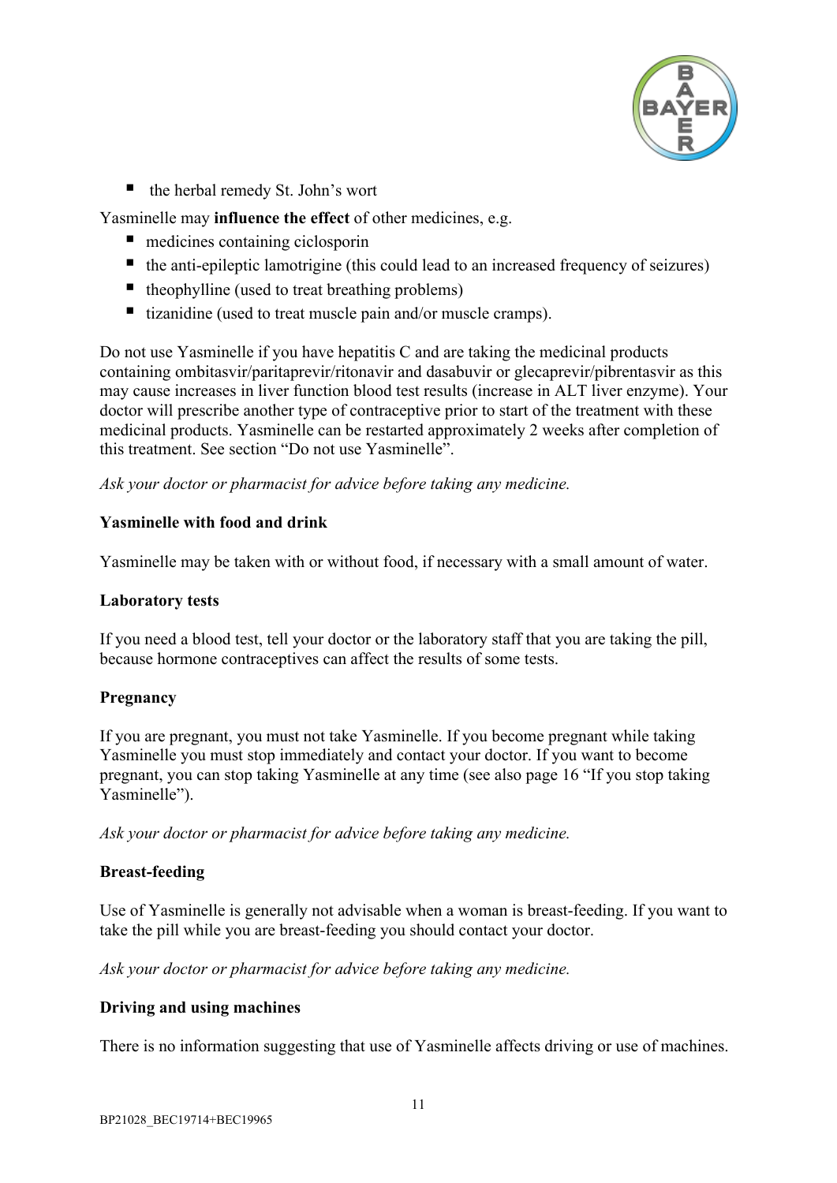- the herbal remedy St. John's wort

Yasminelle may **influence the effect** of other medicines, e.g.

- medicines containing ciclosporin
- the anti-epileptic lamotrigine (this could lead to an increased frequency of seizures)
- theophylline (used to treat breathing problems)
- tizanidine (used to treat muscle pain and/or muscle cramps).

Do not use Yasminelle if you have hepatitis C and are taking the medicinal products containing ombitasvir/paritaprevir/ritonavir and dasabuvir or glecaprevir/pibrentasvir as this may cause increases in liver function blood test results (increase in ALT liver enzyme). Your doctor will prescribe another type of contraceptive prior to start of the treatment with these medicinal products. Yasminelle can be restarted approximately 2 weeks after completion of this treatment. See section "Do not use Yasminelle".

*Ask your doctor or pharmacist for advice before taking any medicine.*

**Yasminelle with food and drink**

Yasminelle may be taken with or without food, if necessary with a small amount of water.

**Laboratory tests**

If you need a blood test, tell your doctor or the laboratory staff that you are taking the pill, because hormone contraceptives can affect the results of some tests.

**Pregnancy**

If you are pregnant, you must not take Yasminelle. If you become pregnant while taking Yasminelle you must stop immediately and contact your doctor. If you want to become pregnant, you can stop taking Yasminelle at any time (see also page 16 "If you stop taking Yasminelle").

*Ask your doctor or pharmacist for advice before taking any medicine.*

**Breast-feeding**

Use of Yasminelle is generally not advisable when a woman is breast-feeding. If you want to take the pill while you are breast-feeding you should contact your doctor.

*Ask your doctor or pharmacist for advice before taking any medicine.*

**Driving and using machines**

There is no information suggesting that use of Yasminelle affects driving or use of machines.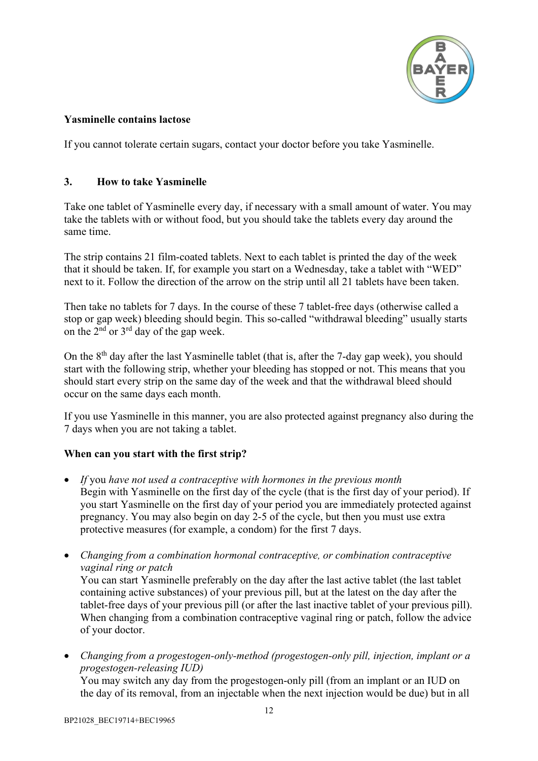**Yasminelle contains lactose**

If you cannot tolerate certain sugars, contact your doctor before you take Yasminelle.

## 3. How to take Yasminelle

Take one tablet of Yasminelle every day, if necessary with a small amount of water. You may take the tablets with or without food, but you should take the tablets every day around the same time.

The strip contains 21 film-coated tablets. Next to each tablet is printed the day of the week that it should be taken. If, for example you start on a Wednesday, take a tablet with "WED" next to it. Follow the direction of the arrow on the strip until all 21 tablets have been taken.

Then take no tablets for 7 days. In the course of these 7 tablet-free days (otherwise called a stop or gap week) bleeding should begin. This so-called "withdrawal bleeding" usually starts on the 2nd or 3rd day of the gap week.

On the 8th day after the last Yasminelle tablet (that is, after the 7-day gap week), you should start with the following strip, whether your bleeding has stopped or not. This means that you should start every strip on the same day of the week and that the withdrawal bleed should occur on the same days each month.

If you use Yasminelle in this manner, you are also protected against pregnancy also during the 7 days when you are not taking a tablet.

**When can you start with the first strip?**

- *If* you *have not used a contraceptive with hormones in the previous month*
  Begin with Yasminelle on the first day of the cycle (that is the first day of your period). If you start Yasminelle on the first day of your period you are immediately protected against pregnancy. You may also begin on day 2-5 of the cycle, but then you must use extra protective measures (for example, a condom) for the first 7 days.

- *Changing from a combination hormonal contraceptive, or combination contraceptive vaginal ring or patch*
  You can start Yasminelle preferably on the day after the last active tablet (the last tablet containing active substances) of your previous pill, but at the latest on the day after the tablet-free days of your previous pill (or after the last inactive tablet of your previous pill). When changing from a combination contraceptive vaginal ring or patch, follow the advice of your doctor.

- *Changing from a progestogen-only-method (progestogen-only pill, injection, implant or a progestogen-releasing IUD)*
  You may switch any day from the progestogen-only pill (from an implant or an IUD on the day of its removal, from an injectable when the next injection would be due) but in all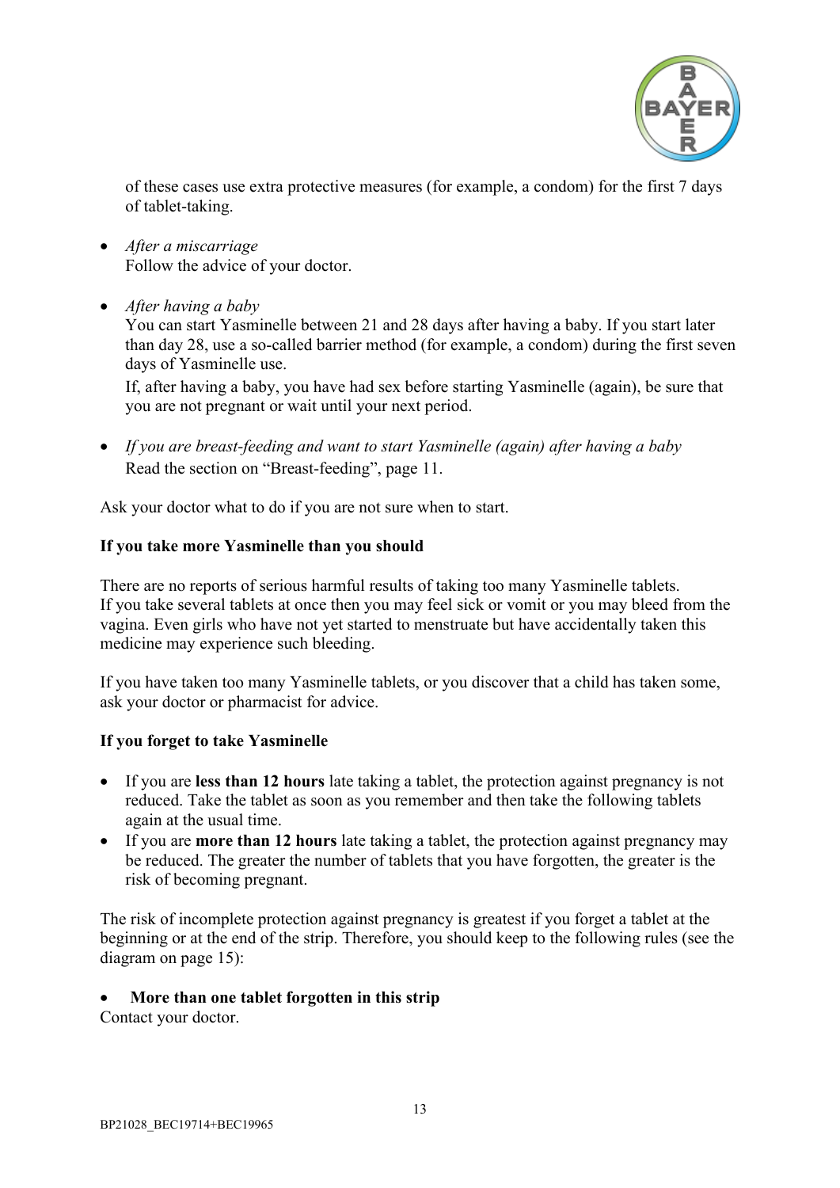of these cases use extra protective measures (for example, a condom) for the first 7 days of tablet-taking.

- *After a miscarriage*
  Follow the advice of your doctor.

- *After having a baby*
  You can start Yasminelle between 21 and 28 days after having a baby. If you start later than day 28, use a so-called barrier method (for example, a condom) during the first seven days of Yasminelle use.
  If, after having a baby, you have had sex before starting Yasminelle (again), be sure that you are not pregnant or wait until your next period.

- *If you are breast-feeding and want to start Yasminelle (again) after having a baby*
  Read the section on "Breast-feeding", page 11.

Ask your doctor what to do if you are not sure when to start.

**If you take more Yasminelle than you should**

There are no reports of serious harmful results of taking too many Yasminelle tablets.
If you take several tablets at once then you may feel sick or vomit or you may bleed from the vagina. Even girls who have not yet started to menstruate but have accidentally taken this medicine may experience such bleeding.

If you have taken too many Yasminelle tablets, or you discover that a child has taken some, ask your doctor or pharmacist for advice.

**If you forget to take Yasminelle**

- If you are **less than 12 hours** late taking a tablet, the protection against pregnancy is not reduced. Take the tablet as soon as you remember and then take the following tablets again at the usual time.
- If you are **more than 12 hours** late taking a tablet, the protection against pregnancy may be reduced. The greater the number of tablets that you have forgotten, the greater is the risk of becoming pregnant.

The risk of incomplete protection against pregnancy is greatest if you forget a tablet at the beginning or at the end of the strip. Therefore, you should keep to the following rules (see the diagram on page 15):

- **More than one tablet forgotten in this strip**

Contact your doctor.

BP21028_BEC19714+BEC19965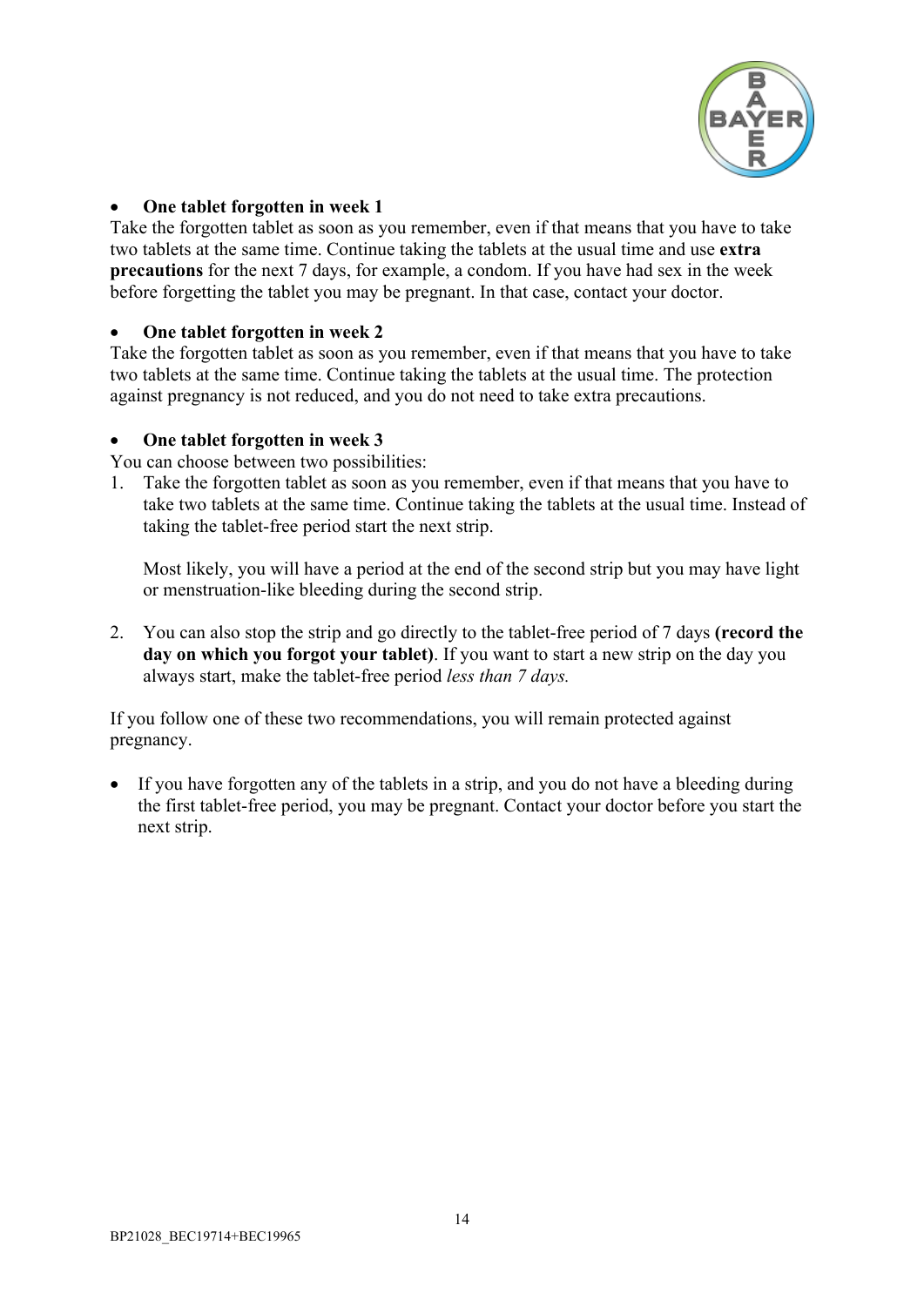- **One tablet forgotten in week 1**

Take the forgotten tablet as soon as you remember, even if that means that you have to take two tablets at the same time. Continue taking the tablets at the usual time and use **extra precautions** for the next 7 days, for example, a condom. If you have had sex in the week before forgetting the tablet you may be pregnant. In that case, contact your doctor.

- **One tablet forgotten in week 2**

Take the forgotten tablet as soon as you remember, even if that means that you have to take two tablets at the same time. Continue taking the tablets at the usual time. The protection against pregnancy is not reduced, and you do not need to take extra precautions.

- **One tablet forgotten in week 3**

You can choose between two possibilities:

1. Take the forgotten tablet as soon as you remember, even if that means that you have to take two tablets at the same time. Continue taking the tablets at the usual time. Instead of taking the tablet-free period start the next strip.

   Most likely, you will have a period at the end of the second strip but you may have light or menstruation-like bleeding during the second strip.

2. You can also stop the strip and go directly to the tablet-free period of 7 days **(record the day on which you forgot your tablet)**. If you want to start a new strip on the day you always start, make the tablet-free period *less than 7 days.*

If you follow one of these two recommendations, you will remain protected against pregnancy.

- If you have forgotten any of the tablets in a strip, and you do not have a bleeding during the first tablet-free period, you may be pregnant. Contact your doctor before you start the next strip.

BP21028_BEC19714+BEC19965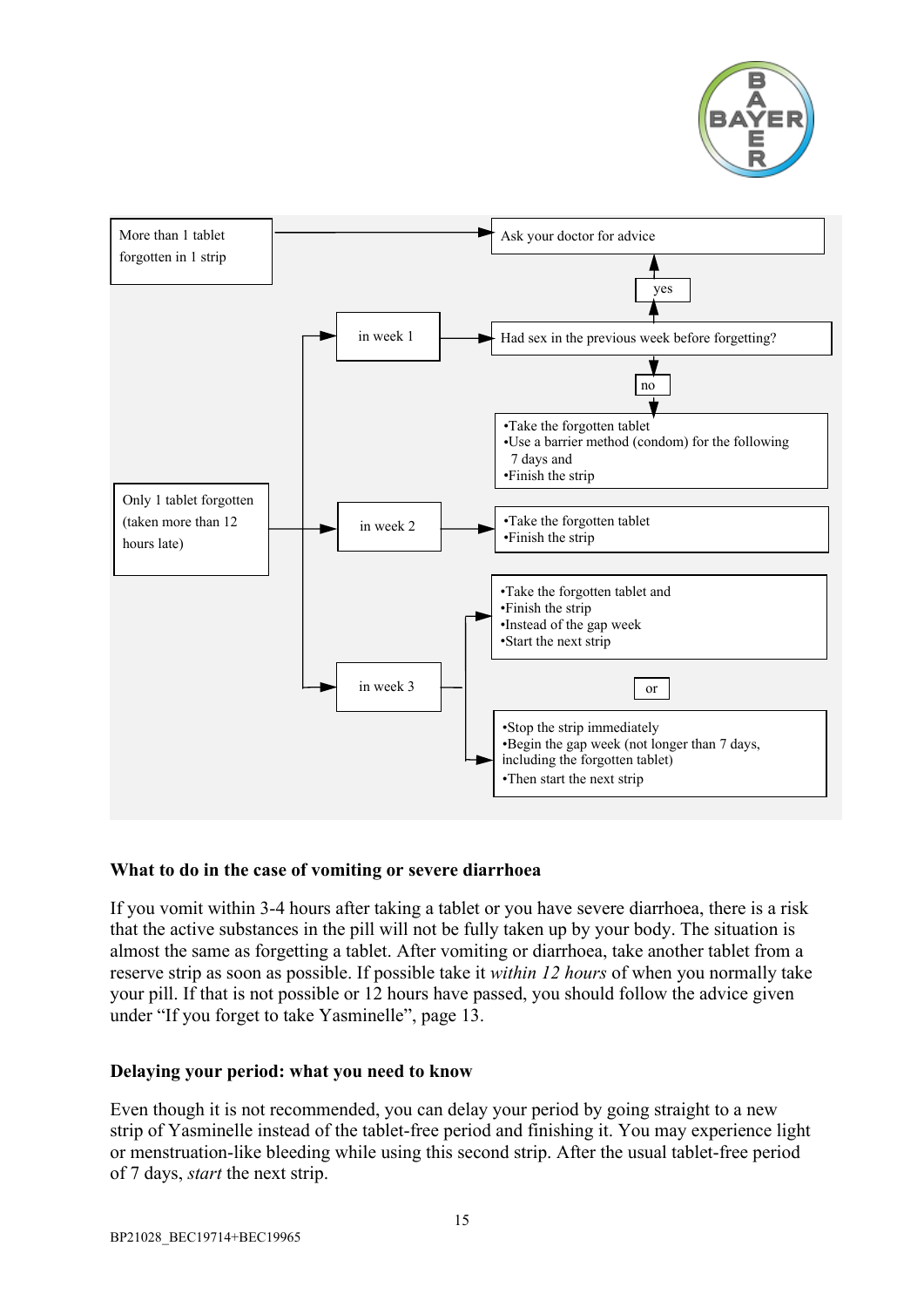More than 1 tablet forgotten in 1 strip → Ask your doctor for advice

Only 1 tablet forgotten (taken more than 12 hours late)

- in week 1 → Had sex in the previous week before forgetting?
  - yes → Ask your doctor for advice
  - no →
    - •Take the forgotten tablet
    - •Use a barrier method (condom) for the following 7 days and
    - •Finish the strip
- in week 2 →
  - •Take the forgotten tablet
  - •Finish the strip
- in week 3 →
  - •Take the forgotten tablet and
  - •Finish the strip
  - •Instead of the gap week
  - •Start the next strip

  or

  - •Stop the strip immediately
  - •Begin the gap week (not longer than 7 days, including the forgotten tablet)
  - •Then start the next strip

**What to do in the case of vomiting or severe diarrhoea**

If you vomit within 3-4 hours after taking a tablet or you have severe diarrhoea, there is a risk that the active substances in the pill will not be fully taken up by your body. The situation is almost the same as forgetting a tablet. After vomiting or diarrhoea, take another tablet from a reserve strip as soon as possible. If possible take it *within 12 hours* of when you normally take your pill. If that is not possible or 12 hours have passed, you should follow the advice given under "If you forget to take Yasminelle", page 13.

**Delaying your period: what you need to know**

Even though it is not recommended, you can delay your period by going straight to a new strip of Yasminelle instead of the tablet-free period and finishing it. You may experience light or menstruation-like bleeding while using this second strip. After the usual tablet-free period of 7 days, *start* the next strip.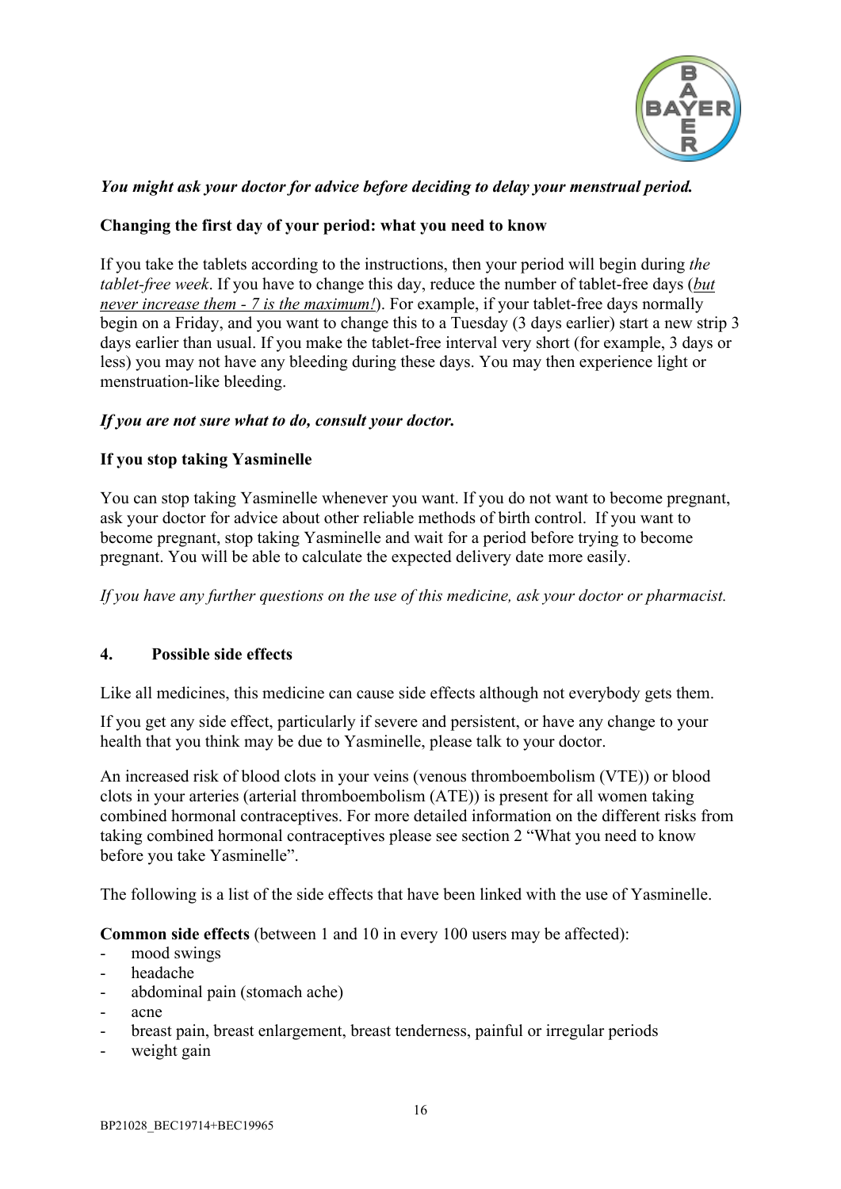***You might ask your doctor for advice before deciding to delay your menstrual period.***

**Changing the first day of your period: what you need to know**

If you take the tablets according to the instructions, then your period will begin during *the tablet-free week*. If you have to change this day, reduce the number of tablet-free days (*but never increase them - 7 is the maximum!*). For example, if your tablet-free days normally begin on a Friday, and you want to change this to a Tuesday (3 days earlier) start a new strip 3 days earlier than usual. If you make the tablet-free interval very short (for example, 3 days or less) you may not have any bleeding during these days. You may then experience light or menstruation-like bleeding.

***If you are not sure what to do, consult your doctor.***

**If you stop taking Yasminelle**

You can stop taking Yasminelle whenever you want. If you do not want to become pregnant, ask your doctor for advice about other reliable methods of birth control. If you want to become pregnant, stop taking Yasminelle and wait for a period before trying to become pregnant. You will be able to calculate the expected delivery date more easily.

*If you have any further questions on the use of this medicine, ask your doctor or pharmacist.*

## 4. Possible side effects

Like all medicines, this medicine can cause side effects although not everybody gets them.

If you get any side effect, particularly if severe and persistent, or have any change to your health that you think may be due to Yasminelle, please talk to your doctor.

An increased risk of blood clots in your veins (venous thromboembolism (VTE)) or blood clots in your arteries (arterial thromboembolism (ATE)) is present for all women taking combined hormonal contraceptives. For more detailed information on the different risks from taking combined hormonal contraceptives please see section 2 "What you need to know before you take Yasminelle".

The following is a list of the side effects that have been linked with the use of Yasminelle.

**Common side effects** (between 1 and 10 in every 100 users may be affected):

- mood swings
- headache
- abdominal pain (stomach ache)
- acne
- breast pain, breast enlargement, breast tenderness, painful or irregular periods
- weight gain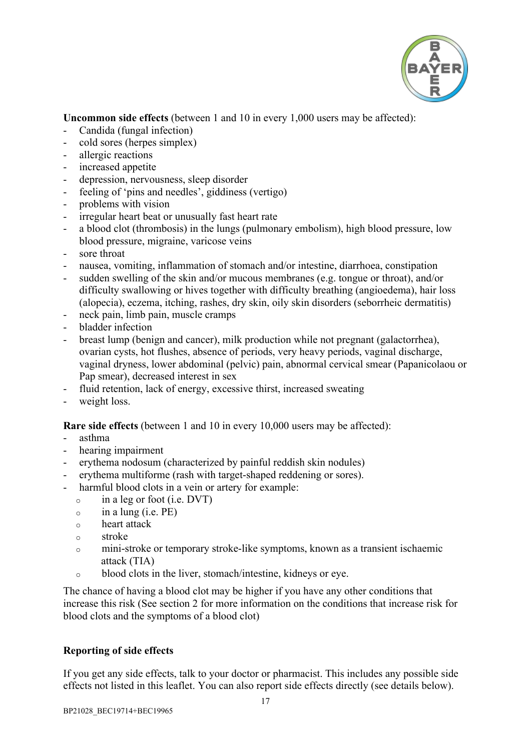**Uncommon side effects** (between 1 and 10 in every 1,000 users may be affected):

- Candida (fungal infection)
- cold sores (herpes simplex)
- allergic reactions
- increased appetite
- depression, nervousness, sleep disorder
- feeling of 'pins and needles', giddiness (vertigo)
- problems with vision
- irregular heart beat or unusually fast heart rate
- a blood clot (thrombosis) in the lungs (pulmonary embolism), high blood pressure, low blood pressure, migraine, varicose veins
- sore throat
- nausea, vomiting, inflammation of stomach and/or intestine, diarrhoea, constipation
- sudden swelling of the skin and/or mucous membranes (e.g. tongue or throat), and/or difficulty swallowing or hives together with difficulty breathing (angioedema), hair loss (alopecia), eczema, itching, rashes, dry skin, oily skin disorders (seborrheic dermatitis)
- neck pain, limb pain, muscle cramps
- bladder infection
- breast lump (benign and cancer), milk production while not pregnant (galactorrhea), ovarian cysts, hot flushes, absence of periods, very heavy periods, vaginal discharge, vaginal dryness, lower abdominal (pelvic) pain, abnormal cervical smear (Papanicolaou or Pap smear), decreased interest in sex
- fluid retention, lack of energy, excessive thirst, increased sweating
- weight loss.

**Rare side effects** (between 1 and 10 in every 10,000 users may be affected):

- asthma
- hearing impairment
- erythema nodosum (characterized by painful reddish skin nodules)
- erythema multiforme (rash with target-shaped reddening or sores).
- harmful blood clots in a vein or artery for example:
    - in a leg or foot (i.e. DVT)
    - in a lung (i.e. PE)
    - heart attack
    - stroke
    - mini-stroke or temporary stroke-like symptoms, known as a transient ischaemic attack (TIA)
    - blood clots in the liver, stomach/intestine, kidneys or eye.

The chance of having a blood clot may be higher if you have any other conditions that increase this risk (See section 2 for more information on the conditions that increase risk for blood clots and the symptoms of a blood clot)

**Reporting of side effects**

If you get any side effects, talk to your doctor or pharmacist. This includes any possible side effects not listed in this leaflet. You can also report side effects directly (see details below).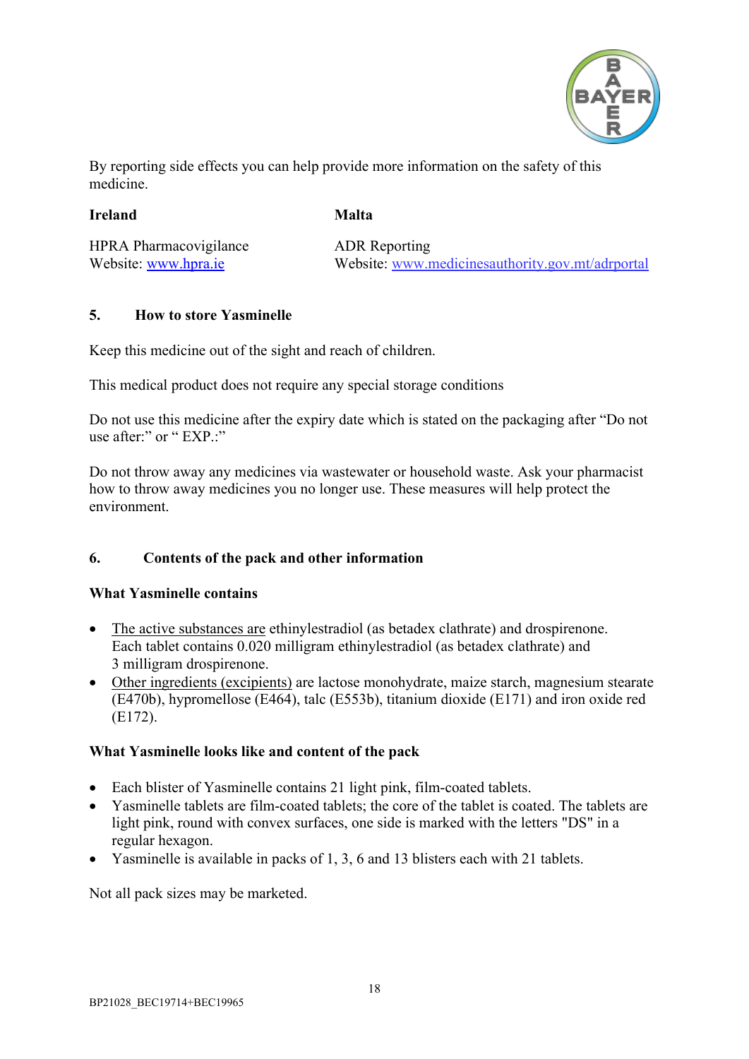By reporting side effects you can help provide more information on the safety of this medicine.

**Ireland**

HPRA Pharmacovigilance
Website: www.hpra.ie

**Malta**

ADR Reporting
Website: www.medicinesauthority.gov.mt/adrportal

## 5. How to store Yasminelle

Keep this medicine out of the sight and reach of children.

This medical product does not require any special storage conditions

Do not use this medicine after the expiry date which is stated on the packaging after "Do not use after:" or " EXP.:"

Do not throw away any medicines via wastewater or household waste. Ask your pharmacist how to throw away medicines you no longer use. These measures will help protect the environment.

## 6. Contents of the pack and other information

### What Yasminelle contains

- The active substances are ethinylestradiol (as betadex clathrate) and drospirenone. Each tablet contains 0.020 milligram ethinylestradiol (as betadex clathrate) and 3 milligram drospirenone.
- Other ingredients (excipients) are lactose monohydrate, maize starch, magnesium stearate (E470b), hypromellose (E464), talc (E553b), titanium dioxide (E171) and iron oxide red (E172).

### What Yasminelle looks like and content of the pack

- Each blister of Yasminelle contains 21 light pink, film-coated tablets.
- Yasminelle tablets are film-coated tablets; the core of the tablet is coated. The tablets are light pink, round with convex surfaces, one side is marked with the letters "DS" in a regular hexagon.
- Yasminelle is available in packs of 1, 3, 6 and 13 blisters each with 21 tablets.

Not all pack sizes may be marketed.

BP21028_BEC19714+BEC19965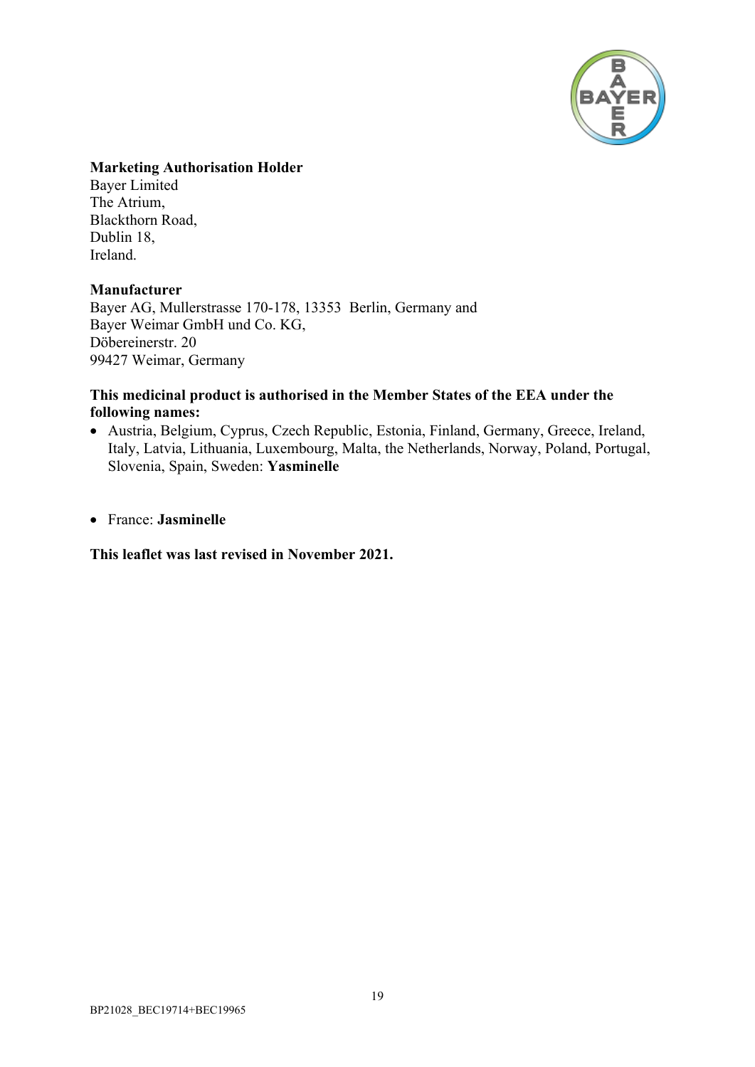**Marketing Authorisation Holder**
Bayer Limited
The Atrium,
Blackthorn Road,
Dublin 18,
Ireland.

**Manufacturer**
Bayer AG, Mullerstrasse 170-178, 13353 Berlin, Germany and
Bayer Weimar GmbH und Co. KG,
Döbereinerstr. 20
99427 Weimar, Germany

**This medicinal product is authorised in the Member States of the EEA under the following names:**

- Austria, Belgium, Cyprus, Czech Republic, Estonia, Finland, Germany, Greece, Ireland, Italy, Latvia, Lithuania, Luxembourg, Malta, the Netherlands, Norway, Poland, Portugal, Slovenia, Spain, Sweden: **Yasminelle**

- France: **Jasminelle**

**This leaflet was last revised in November 2021.**

BP21028_BEC19714+BEC19965